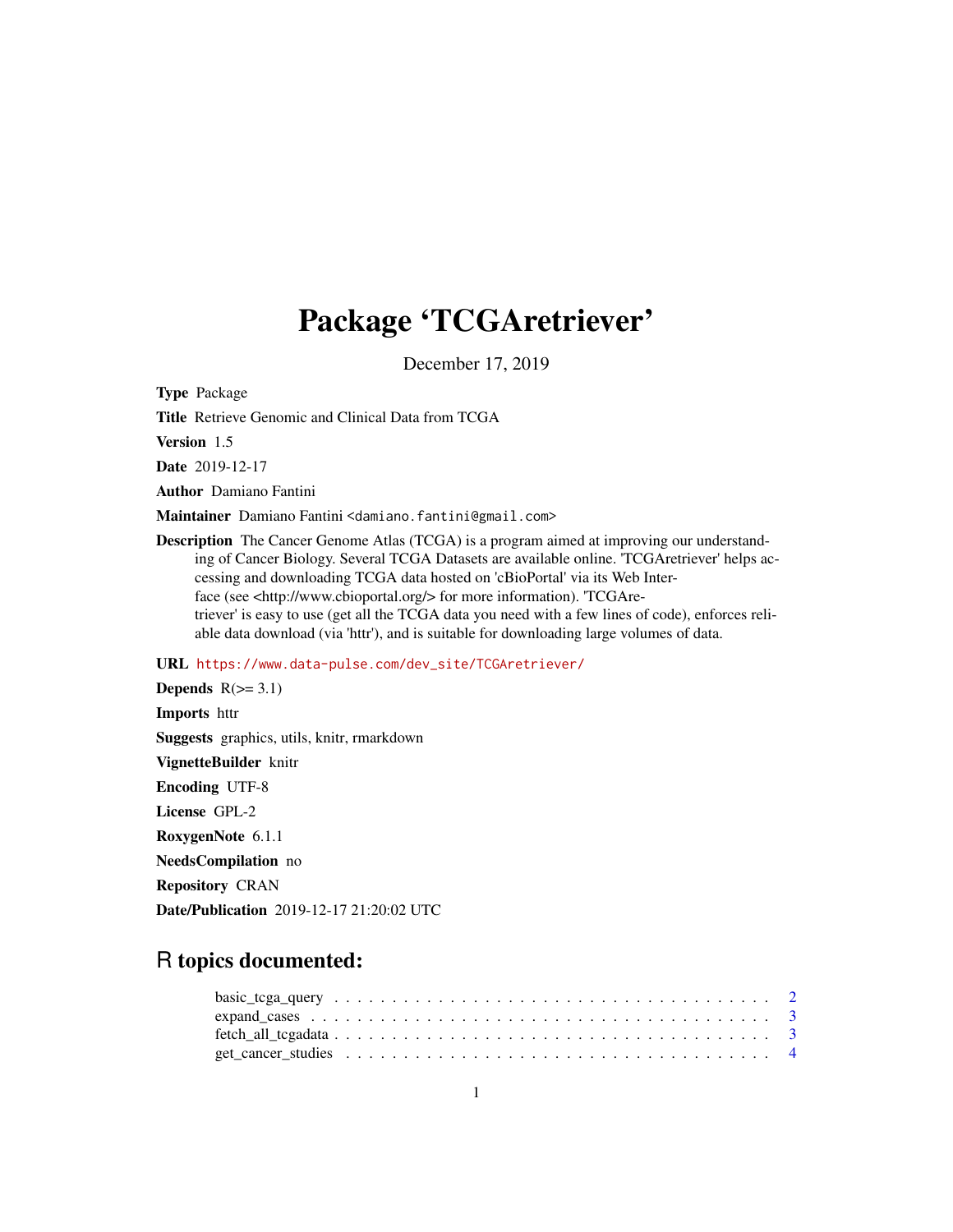# Package 'TCGAretriever'

December 17, 2019

**Type** Package

**Title** Retrieve Genomic and Clinical Data from TCGA

**Version** 1.5

**Date** 2019-12-17

**Author** Damiano Fantini

**Maintainer** Damiano Fantini <damiano.fantini@gmail.com>

**Description** The Cancer Genome Atlas (TCGA) is a program aimed at improving our understanding of Cancer Biology. Several TCGA Datasets are available online. 'TCGAretriever' helps accessing and downloading TCGA data hosted on 'cBioPortal' via its Web Interface (see <http://www.cbioportal.org/> for more information). 'TCGAretriever' is easy to use (get all the TCGA data you need with a few lines of code), enforces reliable data download (via 'httr'), and is suitable for downloading large volumes of data.

**URL** https://www.data-pulse.com/dev_site/TCGAretriever/

**Depends** R(>= 3.1)

**Imports** httr

**Suggests** graphics, utils, knitr, rmarkdown

**VignetteBuilder** knitr

**Encoding** UTF-8

**License** GPL-2

**RoxygenNote** 6.1.1

**NeedsCompilation** no

**Repository** CRAN

**Date/Publication** 2019-12-17 21:20:02 UTC

## R topics documented:

- basic_tcga_query . . . . . . . . . . . . . . . . . . . . . . . . . . . . . . . . . . . 2
- expand_cases . . . . . . . . . . . . . . . . . . . . . . . . . . . . . . . . . . . . . 3
- fetch_all_tcgadata . . . . . . . . . . . . . . . . . . . . . . . . . . . . . . . . . . 3
- get_cancer_studies . . . . . . . . . . . . . . . . . . . . . . . . . . . . . . . . . . 4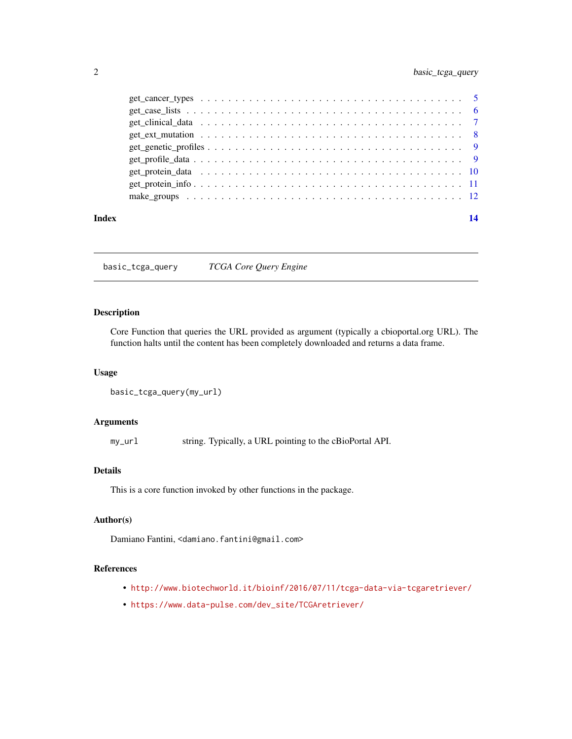get_cancer_types . . . . . . . . . . . . . . . . . . . . . . . . . . . . . . . . . . . 5
get_case_lists . . . . . . . . . . . . . . . . . . . . . . . . . . . . . . . . . . . . 6
get_clinical_data . . . . . . . . . . . . . . . . . . . . . . . . . . . . . . . . . . . 7
get_ext_mutation . . . . . . . . . . . . . . . . . . . . . . . . . . . . . . . . . . . 8
get_genetic_profiles . . . . . . . . . . . . . . . . . . . . . . . . . . . . . . . . . . 9
get_profile_data . . . . . . . . . . . . . . . . . . . . . . . . . . . . . . . . . . . 9
get_protein_data . . . . . . . . . . . . . . . . . . . . . . . . . . . . . . . . . . . 10
get_protein_info . . . . . . . . . . . . . . . . . . . . . . . . . . . . . . . . . . . 11
make_groups . . . . . . . . . . . . . . . . . . . . . . . . . . . . . . . . . . . . . 12

**Index** **14**

---

## basic_tcga_query — *TCGA Core Query Engine*

### Description

Core Function that queries the URL provided as argument (typically a cbioportal.org URL). The function halts until the content has been completely downloaded and returns a data frame.

### Usage

```
basic_tcga_query(my_url)
```

### Arguments

| | |
|---|---|
| `my_url` | string. Typically, a URL pointing to the cBioPortal API. |

### Details

This is a core function invoked by other functions in the package.

### Author(s)

Damiano Fantini, <damiano.fantini@gmail.com>

### References

- http://www.biotechworld.it/bioinf/2016/07/11/tcga-data-via-tcgaretriever/
- https://www.data-pulse.com/dev_site/TCGAretriever/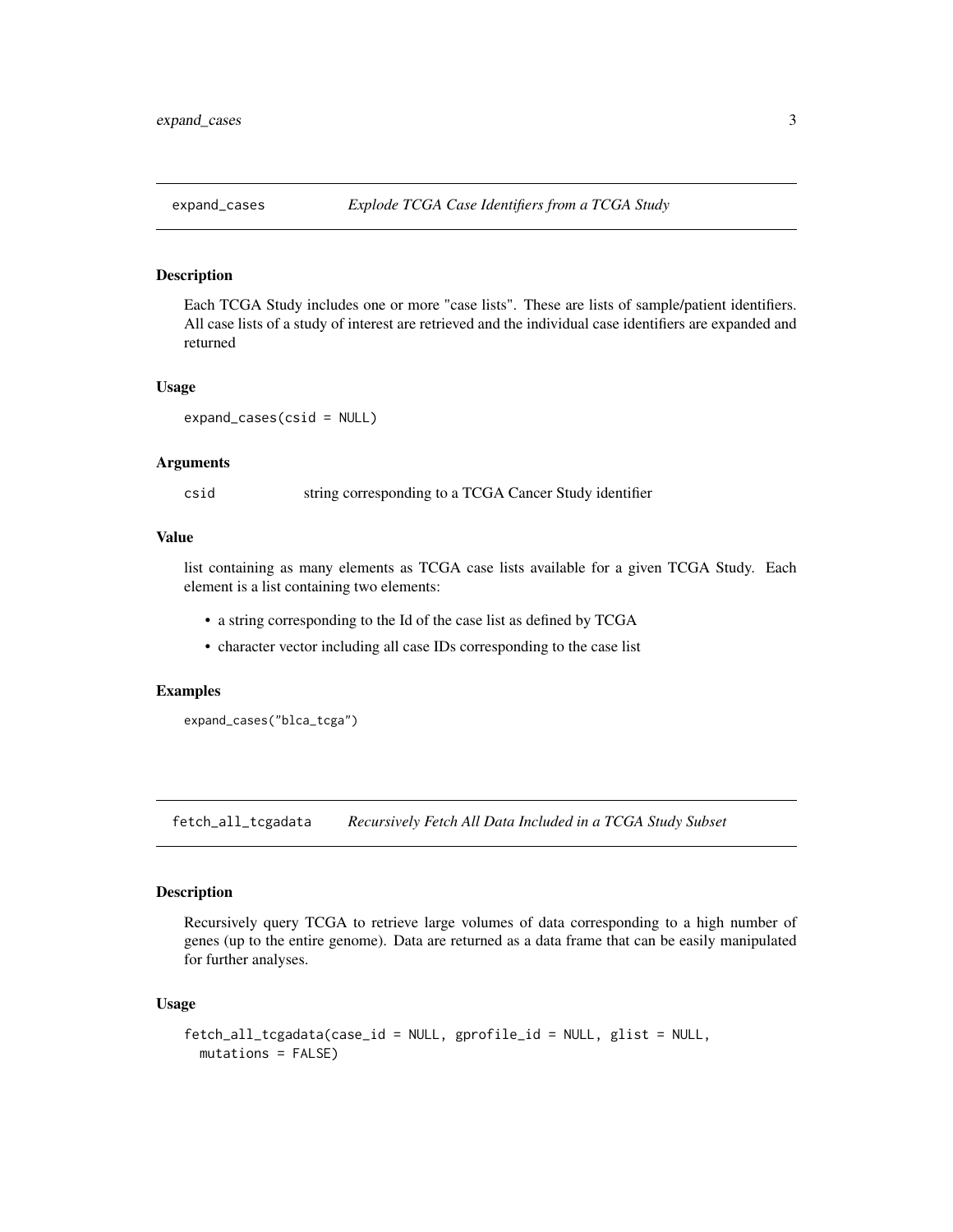## expand_cases — *Explode TCGA Case Identifiers from a TCGA Study*

### Description

Each TCGA Study includes one or more "case lists". These are lists of sample/patient identifiers. All case lists of a study of interest are retrieved and the individual case identifiers are expanded and returned

### Usage

```
expand_cases(csid = NULL)
```

### Arguments

| | |
|---|---|
| csid | string corresponding to a TCGA Cancer Study identifier |

### Value

list containing as many elements as TCGA case lists available for a given TCGA Study. Each element is a list containing two elements:

- a string corresponding to the Id of the case list as defined by TCGA
- character vector including all case IDs corresponding to the case list

### Examples

```
expand_cases("blca_tcga")
```

## fetch_all_tcgadata — *Recursively Fetch All Data Included in a TCGA Study Subset*

### Description

Recursively query TCGA to retrieve large volumes of data corresponding to a high number of genes (up to the entire genome). Data are returned as a data frame that can be easily manipulated for further analyses.

### Usage

```
fetch_all_tcgadata(case_id = NULL, gprofile_id = NULL, glist = NULL,
  mutations = FALSE)
```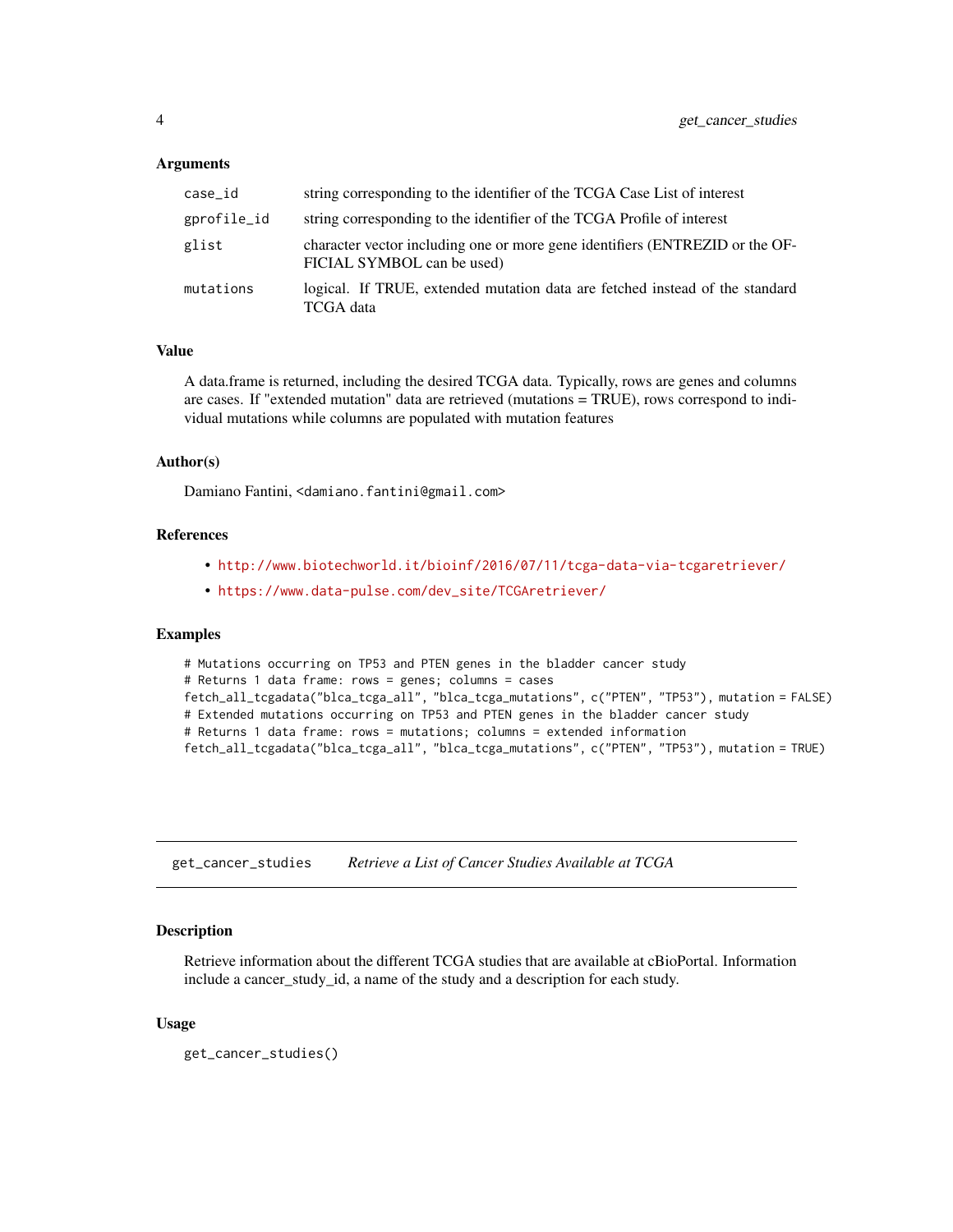### Arguments

| | |
|---|---|
| `case_id` | string corresponding to the identifier of the TCGA Case List of interest |
| `gprofile_id` | string corresponding to the identifier of the TCGA Profile of interest |
| `glist` | character vector including one or more gene identifiers (ENTREZID or the OFFICIAL SYMBOL can be used) |
| `mutations` | logical. If TRUE, extended mutation data are fetched instead of the standard TCGA data |

### Value

A data.frame is returned, including the desired TCGA data. Typically, rows are genes and columns are cases. If "extended mutation" data are retrieved (mutations = TRUE), rows correspond to individual mutations while columns are populated with mutation features

### Author(s)

Damiano Fantini, `<damiano.fantini@gmail.com>`

### References

- http://www.biotechworld.it/bioinf/2016/07/11/tcga-data-via-tcgaretriever/
- https://www.data-pulse.com/dev_site/TCGAretriever/

### Examples

```
# Mutations occurring on TP53 and PTEN genes in the bladder cancer study
# Returns 1 data frame: rows = genes; columns = cases
fetch_all_tcgadata("blca_tcga_all", "blca_tcga_mutations", c("PTEN", "TP53"), mutation = FALSE)
# Extended mutations occurring on TP53 and PTEN genes in the bladder cancer study
# Returns 1 data frame: rows = mutations; columns = extended information
fetch_all_tcgadata("blca_tcga_all", "blca_tcga_mutations", c("PTEN", "TP53"), mutation = TRUE)
```

---

## `get_cancer_studies` *Retrieve a List of Cancer Studies Available at TCGA*

---

### Description

Retrieve information about the different TCGA studies that are available at cBioPortal. Information include a cancer_study_id, a name of the study and a description for each study.

### Usage

```
get_cancer_studies()
```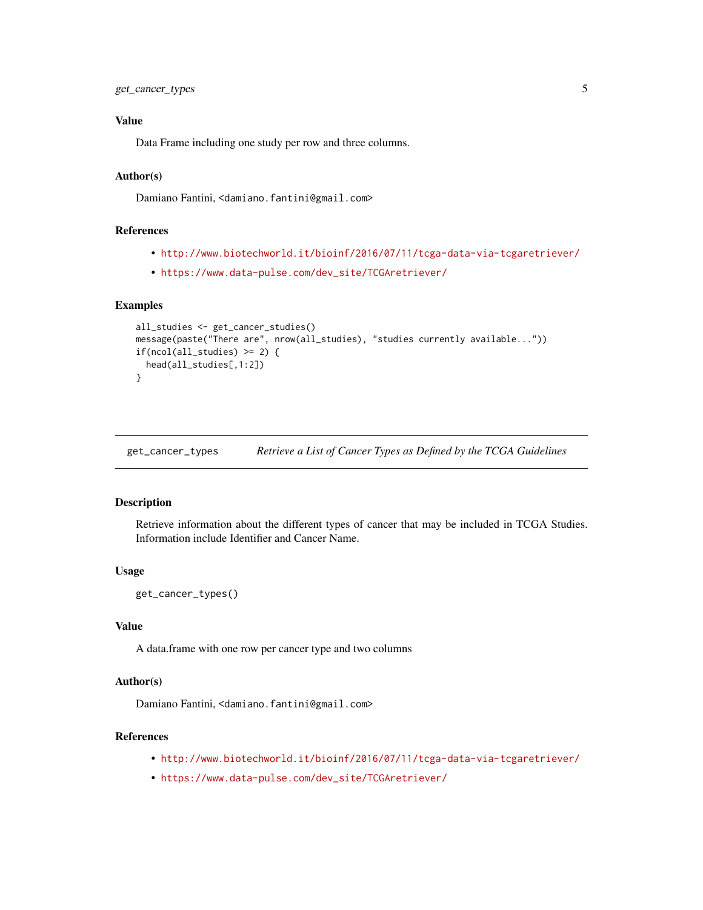### Value

Data Frame including one study per row and three columns.

### Author(s)

Damiano Fantini, <damiano.fantini@gmail.com>

### References

- http://www.biotechworld.it/bioinf/2016/07/11/tcga-data-via-tcgaretriever/
- https://www.data-pulse.com/dev_site/TCGAretriever/

### Examples

```
all_studies <- get_cancer_studies()
message(paste("There are", nrow(all_studies), "studies currently available..."))
if(ncol(all_studies) >= 2) {
  head(all_studies[,1:2])
}
```

---

## get_cancer_types — *Retrieve a List of Cancer Types as Defined by the TCGA Guidelines*

### Description

Retrieve information about the different types of cancer that may be included in TCGA Studies. Information include Identifier and Cancer Name.

### Usage

```
get_cancer_types()
```

### Value

A data.frame with one row per cancer type and two columns

### Author(s)

Damiano Fantini, <damiano.fantini@gmail.com>

### References

- http://www.biotechworld.it/bioinf/2016/07/11/tcga-data-via-tcgaretriever/
- https://www.data-pulse.com/dev_site/TCGAretriever/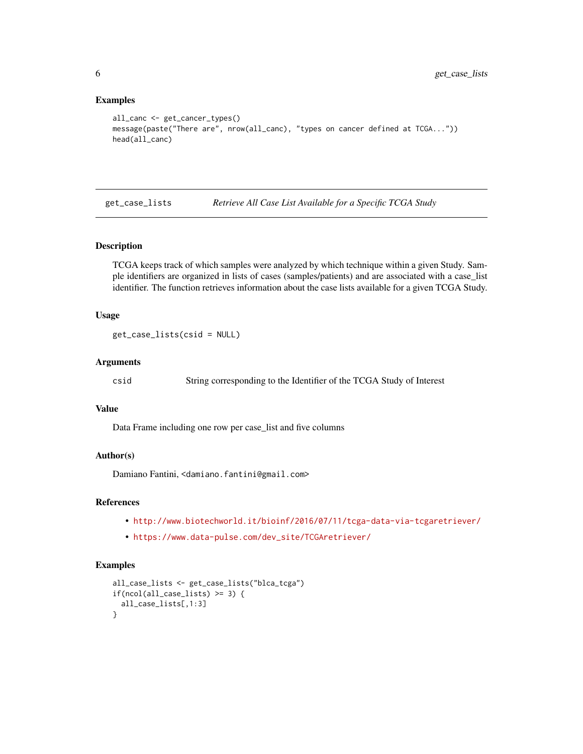## Examples

```
all_canc <- get_cancer_types()
message(paste("There are", nrow(all_canc), "types on cancer defined at TCGA..."))
head(all_canc)
```

---

# get_case_lists — *Retrieve All Case List Available for a Specific TCGA Study*

---

## Description

TCGA keeps track of which samples were analyzed by which technique within a given Study. Sample identifiers are organized in lists of cases (samples/patients) and are associated with a case_list identifier. The function retrieves information about the case lists available for a given TCGA Study.

## Usage

```
get_case_lists(csid = NULL)
```

## Arguments

| | |
|---|---|
| csid | String corresponding to the Identifier of the TCGA Study of Interest |

## Value

Data Frame including one row per case_list and five columns

## Author(s)

Damiano Fantini, <damiano.fantini@gmail.com>

## References

- http://www.biotechworld.it/bioinf/2016/07/11/tcga-data-via-tcgaretriever/
- https://www.data-pulse.com/dev_site/TCGAretriever/

## Examples

```
all_case_lists <- get_case_lists("blca_tcga")
if(ncol(all_case_lists) >= 3) {
  all_case_lists[,1:3]
}
```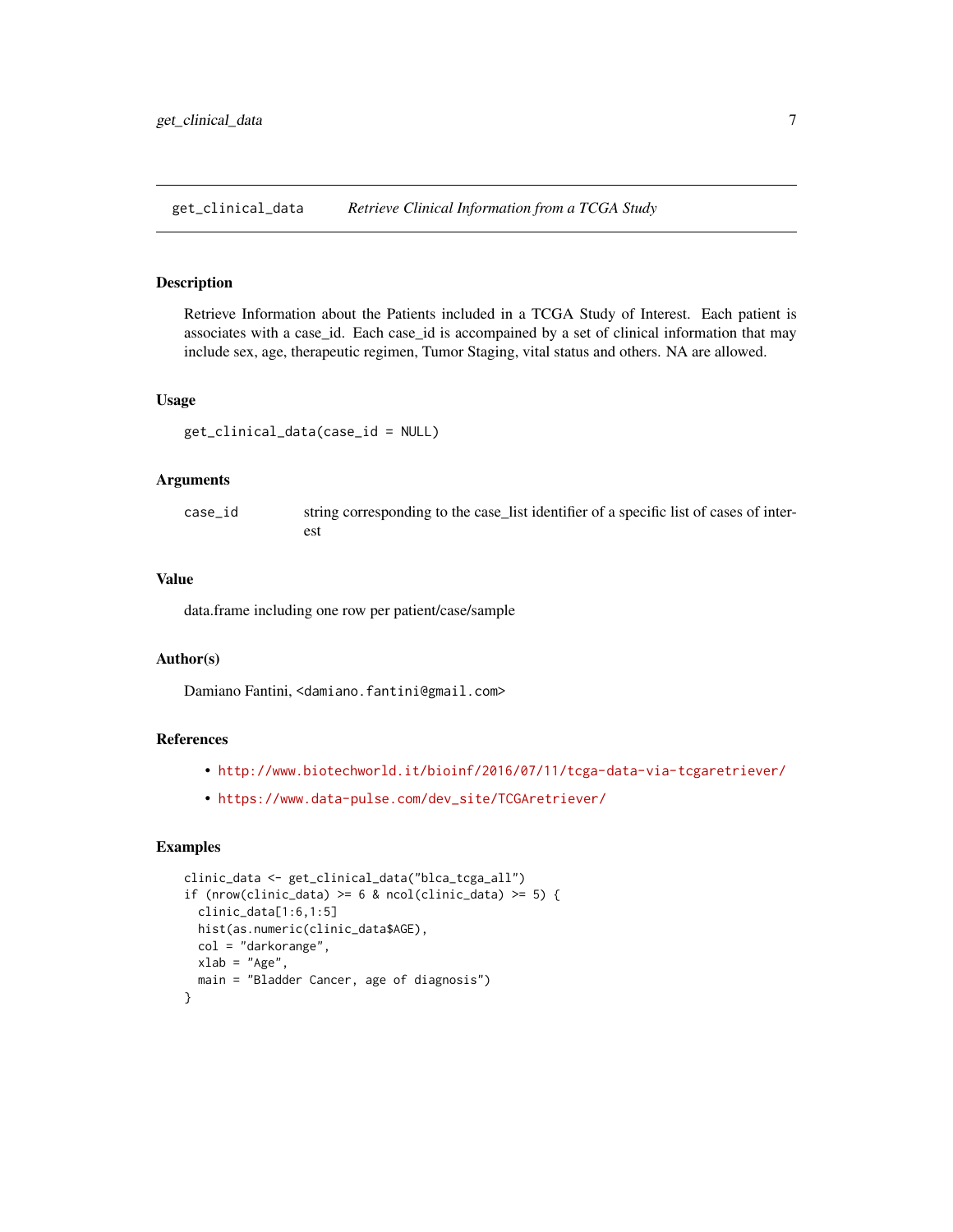## get_clinical_data — *Retrieve Clinical Information from a TCGA Study*

### Description

Retrieve Information about the Patients included in a TCGA Study of Interest. Each patient is associates with a case_id. Each case_id is accompained by a set of clinical information that may include sex, age, therapeutic regimen, Tumor Staging, vital status and others. NA are allowed.

### Usage

```
get_clinical_data(case_id = NULL)
```

### Arguments

| | |
|---|---|
| case_id | string corresponding to the case_list identifier of a specific list of cases of interest |

### Value

data.frame including one row per patient/case/sample

### Author(s)

Damiano Fantini, <damiano.fantini@gmail.com>

### References

- http://www.biotechworld.it/bioinf/2016/07/11/tcga-data-via-tcgaretriever/
- https://www.data-pulse.com/dev_site/TCGAretriever/

### Examples

```
clinic_data <- get_clinical_data("blca_tcga_all")
if (nrow(clinic_data) >= 6 & ncol(clinic_data) >= 5) {
  clinic_data[1:6,1:5]
  hist(as.numeric(clinic_data$AGE),
  col = "darkorange",
  xlab = "Age",
  main = "Bladder Cancer, age of diagnosis")
}
```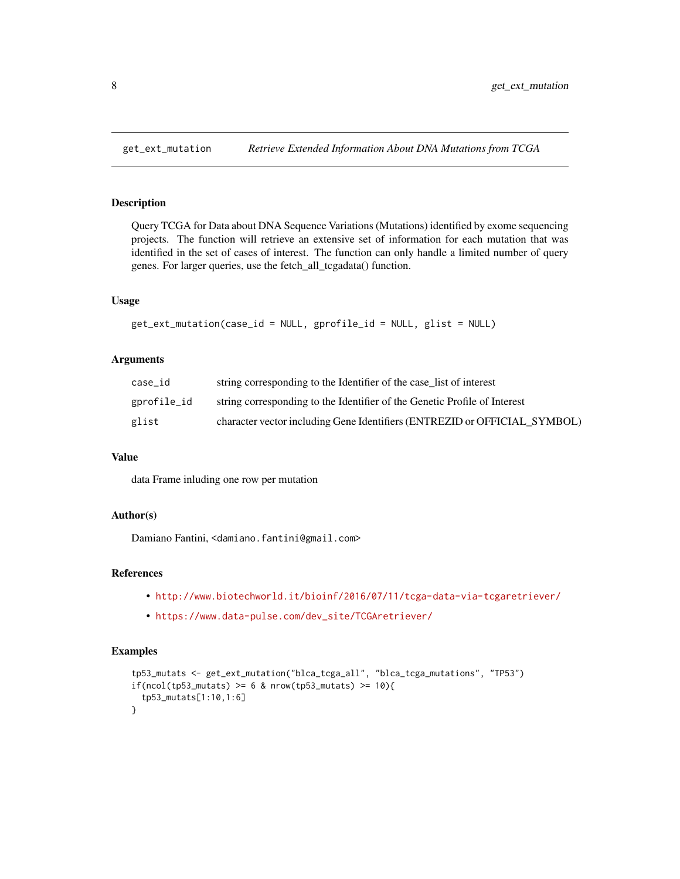## get_ext_mutation — *Retrieve Extended Information About DNA Mutations from TCGA*

### Description

Query TCGA for Data about DNA Sequence Variations (Mutations) identified by exome sequencing projects. The function will retrieve an extensive set of information for each mutation that was identified in the set of cases of interest. The function can only handle a limited number of query genes. For larger queries, use the fetch_all_tcgadata() function.

### Usage

```
get_ext_mutation(case_id = NULL, gprofile_id = NULL, glist = NULL)
```

### Arguments

| | |
|---|---|
| `case_id` | string corresponding to the Identifier of the case_list of interest |
| `gprofile_id` | string corresponding to the Identifier of the Genetic Profile of Interest |
| `glist` | character vector including Gene Identifiers (ENTREZID or OFFICIAL_SYMBOL) |

### Value

data Frame inluding one row per mutation

### Author(s)

Damiano Fantini, <damiano.fantini@gmail.com>

### References

- http://www.biotechworld.it/bioinf/2016/07/11/tcga-data-via-tcgaretriever/
- https://www.data-pulse.com/dev_site/TCGAretriever/

### Examples

```
tp53_mutats <- get_ext_mutation("blca_tcga_all", "blca_tcga_mutations", "TP53")
if(ncol(tp53_mutats) >= 6 & nrow(tp53_mutats) >= 10){
  tp53_mutats[1:10,1:6]
}
```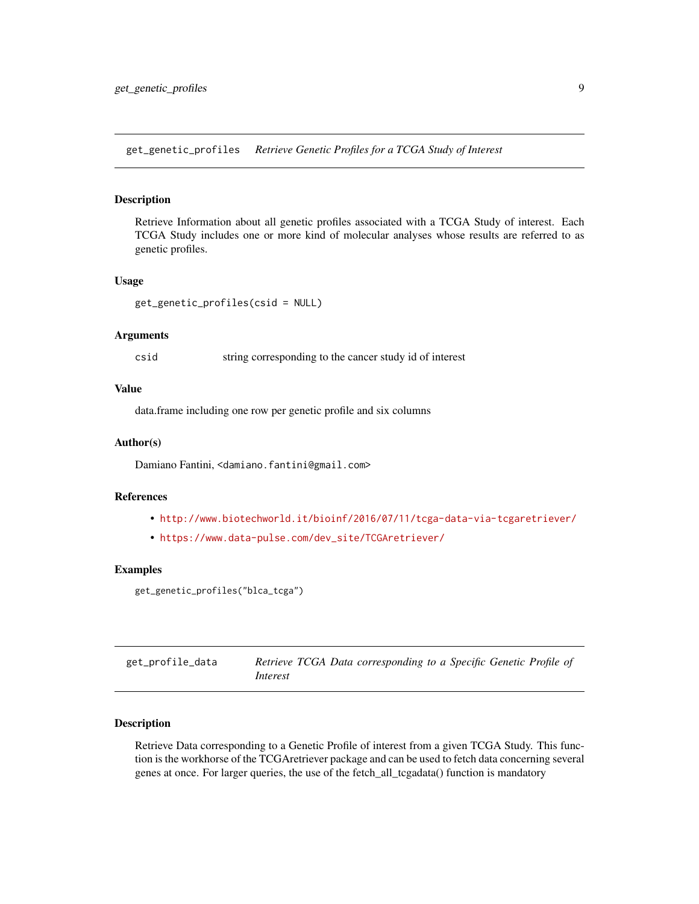## get_genetic_profiles *Retrieve Genetic Profiles for a TCGA Study of Interest*

### Description

Retrieve Information about all genetic profiles associated with a TCGA Study of interest. Each TCGA Study includes one or more kind of molecular analyses whose results are referred to as genetic profiles.

### Usage

```
get_genetic_profiles(csid = NULL)
```

### Arguments

| | |
|---|---|
| csid | string corresponding to the cancer study id of interest |

### Value

data.frame including one row per genetic profile and six columns

### Author(s)

Damiano Fantini, <damiano.fantini@gmail.com>

### References

- http://www.biotechworld.it/bioinf/2016/07/11/tcga-data-via-tcgaretriever/
- https://www.data-pulse.com/dev_site/TCGAretriever/

### Examples

```
get_genetic_profiles("blca_tcga")
```

## get_profile_data *Retrieve TCGA Data corresponding to a Specific Genetic Profile of Interest*

### Description

Retrieve Data corresponding to a Genetic Profile of interest from a given TCGA Study. This function is the workhorse of the TCGAretriever package and can be used to fetch data concerning several genes at once. For larger queries, the use of the fetch_all_tcgadata() function is mandatory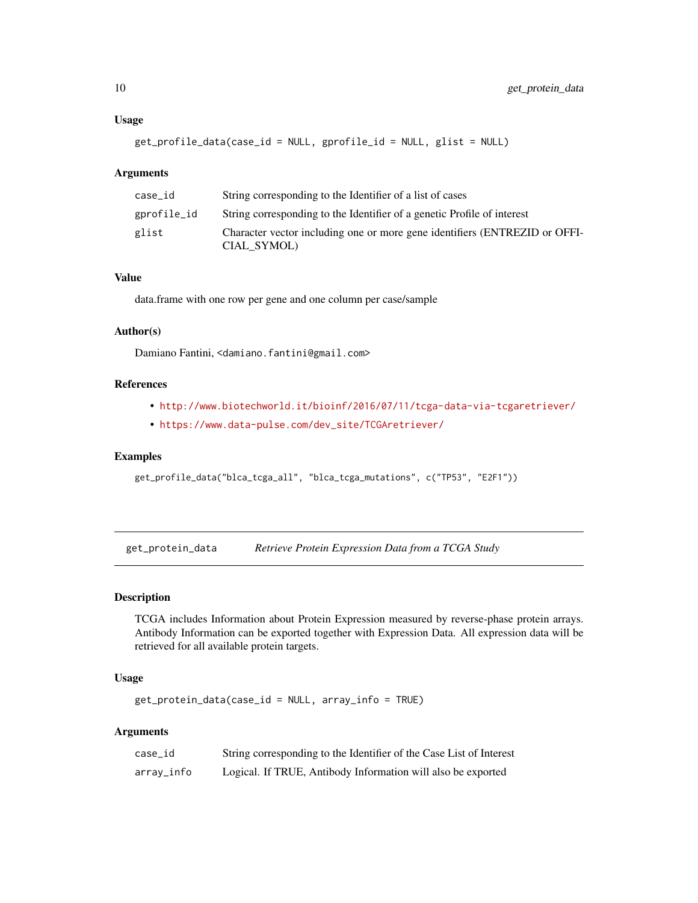### Usage

```
get_profile_data(case_id = NULL, gprofile_id = NULL, glist = NULL)
```

### Arguments

| | |
|---|---|
| case_id | String corresponding to the Identifier of a list of cases |
| gprofile_id | String corresponding to the Identifier of a genetic Profile of interest |
| glist | Character vector including one or more gene identifiers (ENTREZID or OFFICIAL_SYMOL) |

### Value

data.frame with one row per gene and one column per case/sample

### Author(s)

Damiano Fantini, <damiano.fantini@gmail.com>

### References

- http://www.biotechworld.it/bioinf/2016/07/11/tcga-data-via-tcgaretriever/
- https://www.data-pulse.com/dev_site/TCGAretriever/

### Examples

```
get_profile_data("blca_tcga_all", "blca_tcga_mutations", c("TP53", "E2F1"))
```

---

## get_protein_data — *Retrieve Protein Expression Data from a TCGA Study*

### Description

TCGA includes Information about Protein Expression measured by reverse-phase protein arrays. Antibody Information can be exported together with Expression Data. All expression data will be retrieved for all available protein targets.

### Usage

```
get_protein_data(case_id = NULL, array_info = TRUE)
```

### Arguments

| | |
|---|---|
| case_id | String corresponding to the Identifier of the Case List of Interest |
| array_info | Logical. If TRUE, Antibody Information will also be exported |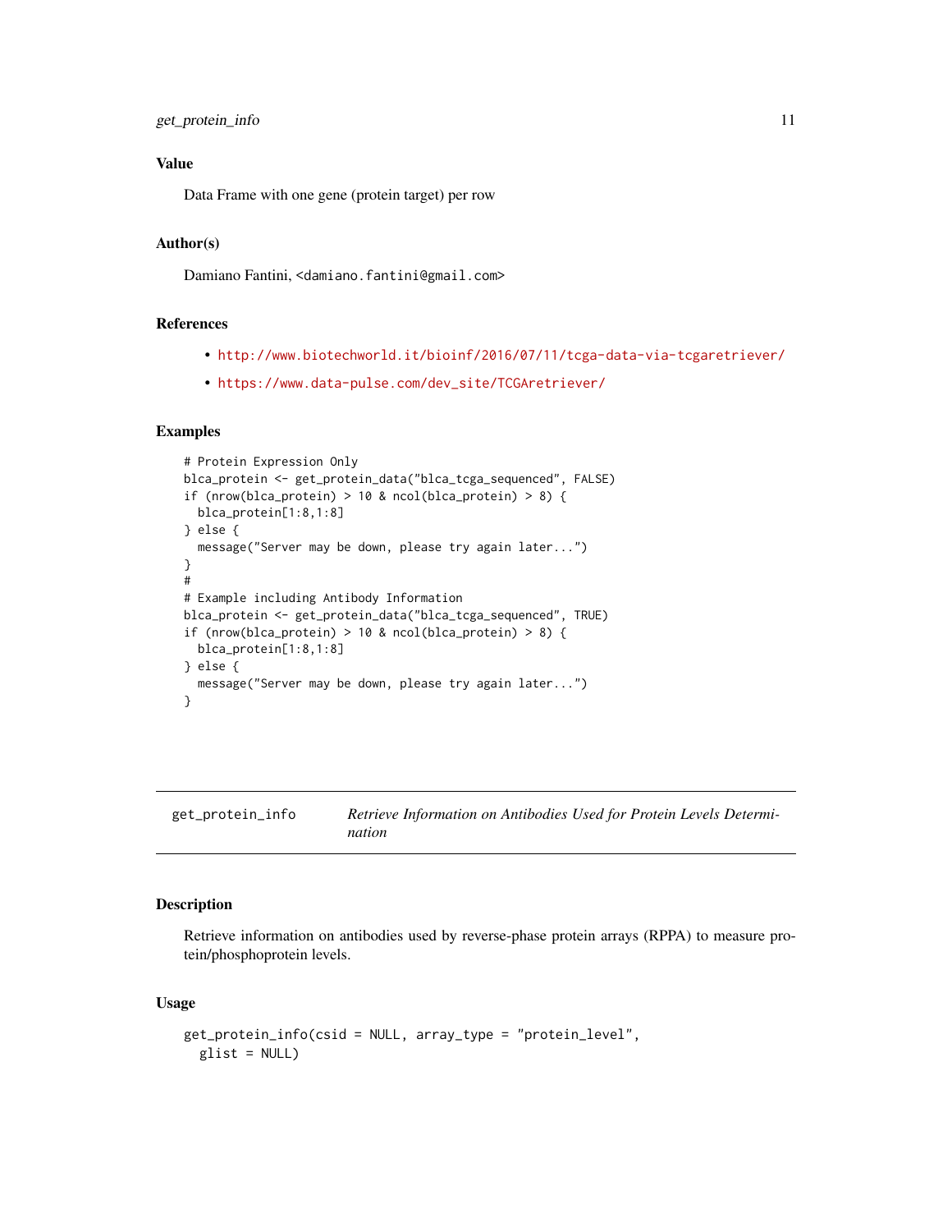## Value

Data Frame with one gene (protein target) per row

## Author(s)

Damiano Fantini, <damiano.fantini@gmail.com>

## References

- http://www.biotechworld.it/bioinf/2016/07/11/tcga-data-via-tcgaretriever/
- https://www.data-pulse.com/dev_site/TCGAretriever/

## Examples

```
# Protein Expression Only
blca_protein <- get_protein_data("blca_tcga_sequenced", FALSE)
if (nrow(blca_protein) > 10 & ncol(blca_protein) > 8) {
  blca_protein[1:8,1:8]
} else {
  message("Server may be down, please try again later...")
}
#
# Example including Antibody Information
blca_protein <- get_protein_data("blca_tcga_sequenced", TRUE)
if (nrow(blca_protein) > 10 & ncol(blca_protein) > 8) {
  blca_protein[1:8,1:8]
} else {
  message("Server may be down, please try again later...")
}
```

---

# get_protein_info — *Retrieve Information on Antibodies Used for Protein Levels Determination*

---

## Description

Retrieve information on antibodies used by reverse-phase protein arrays (RPPA) to measure protein/phosphoprotein levels.

## Usage

```
get_protein_info(csid = NULL, array_type = "protein_level",
  glist = NULL)
```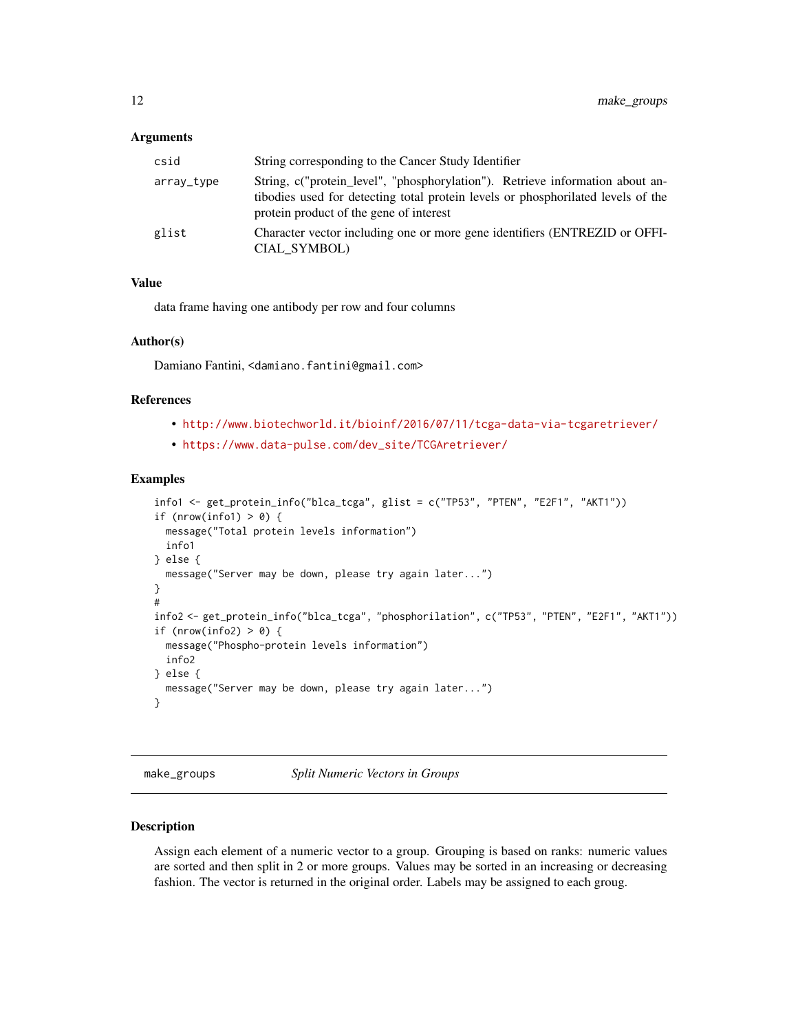### Arguments

| | |
|---|---|
| csid | String corresponding to the Cancer Study Identifier |
| array_type | String, c("protein_level", "phosphorylation"). Retrieve information about antibodies used for detecting total protein levels or phosphorilated levels of the protein product of the gene of interest |
| glist | Character vector including one or more gene identifiers (ENTREZID or OFFICIAL_SYMBOL) |

### Value

data frame having one antibody per row and four columns

### Author(s)

Damiano Fantini, <damiano.fantini@gmail.com>

### References

- http://www.biotechworld.it/bioinf/2016/07/11/tcga-data-via-tcgaretriever/
- https://www.data-pulse.com/dev_site/TCGAretriever/

### Examples

```
info1 <- get_protein_info("blca_tcga", glist = c("TP53", "PTEN", "E2F1", "AKT1"))
if (nrow(info1) > 0) {
  message("Total protein levels information")
  info1
} else {
  message("Server may be down, please try again later...")
}
#
info2 <- get_protein_info("blca_tcga", "phosphorilation", c("TP53", "PTEN", "E2F1", "AKT1"))
if (nrow(info2) > 0) {
  message("Phospho-protein levels information")
  info2
} else {
  message("Server may be down, please try again later...")
}
```

---

## make_groups — *Split Numeric Vectors in Groups*

---

### Description

Assign each element of a numeric vector to a group. Grouping is based on ranks: numeric values are sorted and then split in 2 or more groups. Values may be sorted in an increasing or decreasing fashion. The vector is returned in the original order. Labels may be assigned to each groug.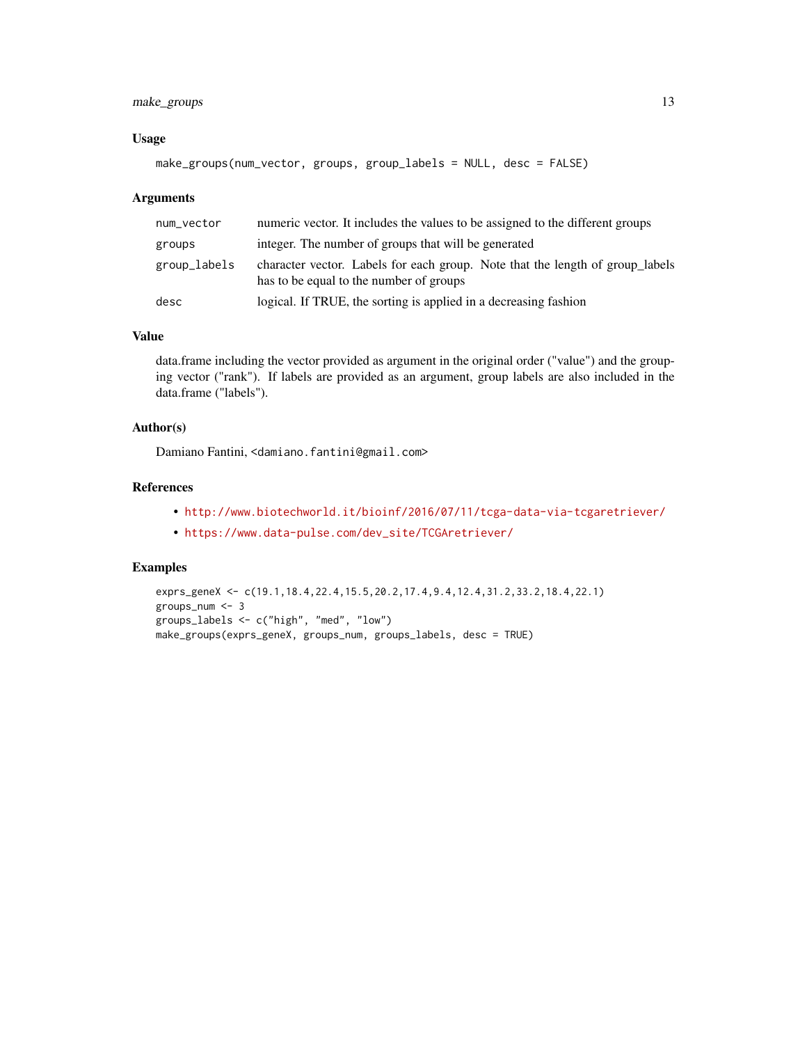### Usage

```
make_groups(num_vector, groups, group_labels = NULL, desc = FALSE)
```

### Arguments

| | |
|---|---|
| `num_vector` | numeric vector. It includes the values to be assigned to the different groups |
| `groups` | integer. The number of groups that will be generated |
| `group_labels` | character vector. Labels for each group. Note that the length of group_labels has to be equal to the number of groups |
| `desc` | logical. If TRUE, the sorting is applied in a decreasing fashion |

### Value

data.frame including the vector provided as argument in the original order ("value") and the grouping vector ("rank"). If labels are provided as an argument, group labels are also included in the data.frame ("labels").

### Author(s)

Damiano Fantini, <damiano.fantini@gmail.com>

### References

- http://www.biotechworld.it/bioinf/2016/07/11/tcga-data-via-tcgaretriever/
- https://www.data-pulse.com/dev_site/TCGAretriever/

### Examples

```
exprs_geneX <- c(19.1,18.4,22.4,15.5,20.2,17.4,9.4,12.4,31.2,33.2,18.4,22.1)
groups_num <- 3
groups_labels <- c("high", "med", "low")
make_groups(exprs_geneX, groups_num, groups_labels, desc = TRUE)
```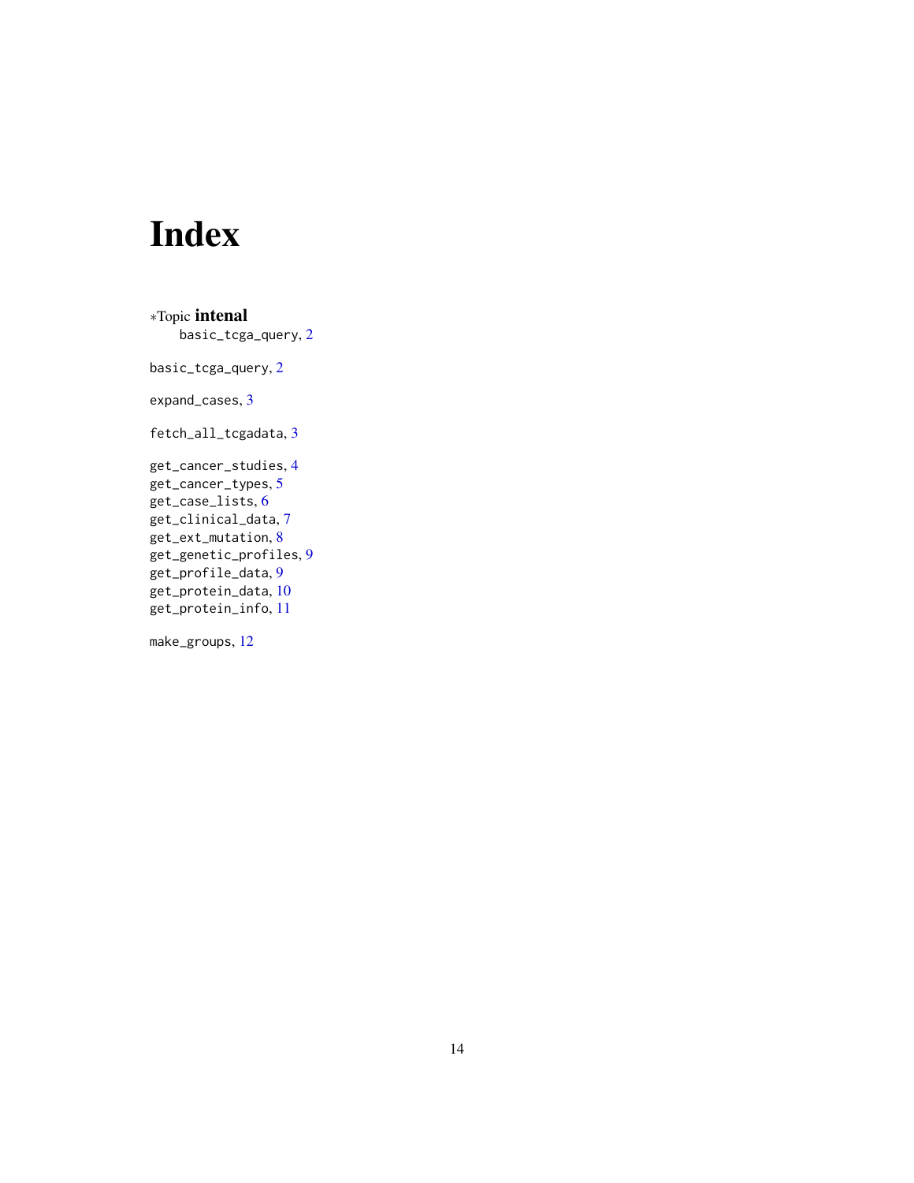# Index

*Topic **intenal**
    basic_tcga_query, 2

basic_tcga_query, 2

expand_cases, 3

fetch_all_tcgadata, 3

get_cancer_studies, 4
get_cancer_types, 5
get_case_lists, 6
get_clinical_data, 7
get_ext_mutation, 8
get_genetic_profiles, 9
get_profile_data, 9
get_protein_data, 10
get_protein_info, 11

make_groups, 12